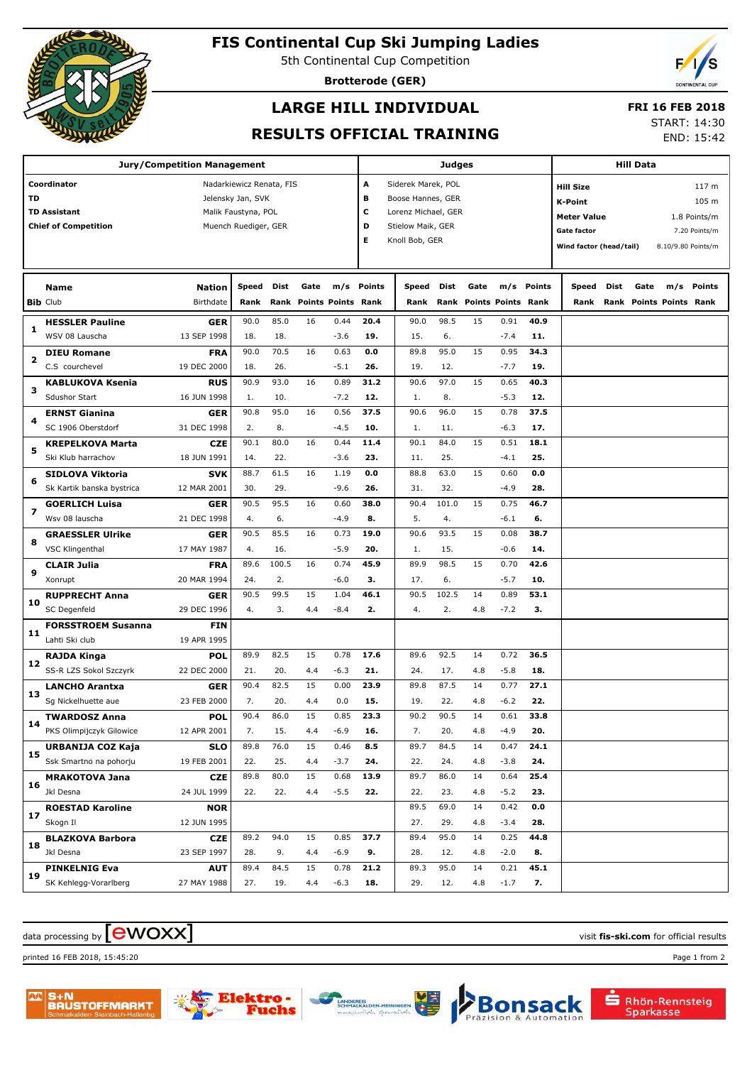# FIS Continental Cup Ski Jumping Ladies

5th Continental Cup Competition

**Brotterode (GER)**

## LARGE HILL INDIVIDUAL

## RESULTS OFFICIAL TRAINING

**FRI 16 FEB 2018**

START: 14:30

END: 15:42

| Jury/Competition Management | | Judges | | Hill Data | |
|---|---|---|---|---|---|
| **Coordinator** | Nadarkiewicz Renata, FIS | **A** | Siderek Marek, POL | **Hill Size** | 117 m |
| **TD** | Jelensky Jan, SVK | **B** | Boose Hannes, GER | **K-Point** | 105 m |
| **TD Assistant** | Malik Faustyna, POL | **C** | Lorenz Michael, GER | **Meter Value** | 1.8 Points/m |
| **Chief of Competition** | Muench Ruediger, GER | **D** | Stielow Maik, GER | **Gate factor** | 7.20 Points/m |
| | | **E** | Knoll Bob, GER | **Wind factor (head/tail)** | 8.10/9.80 Points/m |

| Bib | Name / Club | Nation / Birthdate | Speed / Rank | Dist / Rank | Gate / Points | m/s / Points | Points / Rank | Speed / Rank | Dist / Rank | Gate / Points | m/s / Points | Points / Rank | Speed / Rank | Dist / Rank | Gate / Points | m/s / Points | Points / Rank |
|---|---|---|---|---|---|---|---|---|---|---|---|---|---|---|---|---|---|
| 1 | **HESSLER Pauline** | **GER** | 90.0 | 85.0 | 16 | 0.44 | **20.4** | 90.0 | 98.5 | 15 | 0.91 | **40.9** | | | | | |
| | WSV 08 Lauscha | 13 SEP 1998 | 18. | 18. | | -3.6 | **19.** | 15. | 6. | | -7.4 | **11.** | | | | | |
| 2 | **DIEU Romane** | **FRA** | 90.0 | 70.5 | 16 | 0.63 | **0.0** | 89.8 | 95.0 | 15 | 0.95 | **34.3** | | | | | |
| | C.S courchevel | 19 DEC 2000 | 18. | 26. | | -5.1 | **26.** | 19. | 12. | | -7.7 | **19.** | | | | | |
| 3 | **KABLUKOVA Ksenia** | **RUS** | 90.9 | 93.0 | 16 | 0.89 | **31.2** | 90.6 | 97.0 | 15 | 0.65 | **40.3** | | | | | |
| | Sdushor Start | 16 JUN 1998 | 1. | 10. | | -7.2 | **12.** | 1. | 8. | | -5.3 | **12.** | | | | | |
| 4 | **ERNST Gianina** | **GER** | 90.8 | 95.0 | 16 | 0.56 | **37.5** | 90.6 | 96.0 | 15 | 0.78 | **37.5** | | | | | |
| | SC 1906 Oberstdorf | 31 DEC 1998 | 2. | 8. | | -4.5 | **10.** | 1. | 11. | | -6.3 | **17.** | | | | | |
| 5 | **KREPELKOVA Marta** | **CZE** | 90.1 | 80.0 | 16 | 0.44 | **11.4** | 90.1 | 84.0 | 15 | 0.51 | **18.1** | | | | | |
| | Ski Klub harrachov | 18 JUN 1991 | 14. | 22. | | -3.6 | **23.** | 11. | 25. | | -4.1 | **25.** | | | | | |
| 6 | **SIDLOVA Viktoria** | **SVK** | 88.7 | 61.5 | 16 | 1.19 | **0.0** | 88.8 | 63.0 | 15 | 0.60 | **0.0** | | | | | |
| | Sk Kartik banska bystrica | 12 MAR 2001 | 30. | 29. | | -9.6 | **26.** | 31. | 32. | | -4.9 | **28.** | | | | | |
| 7 | **GOERLICH Luisa** | **GER** | 90.5 | 95.5 | 16 | 0.60 | **38.0** | 90.4 | 101.0 | 15 | 0.75 | **46.7** | | | | | |
| | Wsv 08 lauscha | 21 DEC 1998 | 4. | 6. | | -4.9 | **8.** | 5. | 4. | | -6.1 | **6.** | | | | | |
| 8 | **GRAESSLER Ulrike** | **GER** | 90.5 | 85.5 | 16 | 0.73 | **19.0** | 90.6 | 93.5 | 15 | 0.08 | **38.7** | | | | | |
| | VSC Klingenthal | 17 MAY 1987 | 4. | 16. | | -5.9 | **20.** | 1. | 15. | | -0.6 | **14.** | | | | | |
| 9 | **CLAIR Julia** | **FRA** | 89.6 | 100.5 | 16 | 0.74 | **45.9** | 89.9 | 98.5 | 15 | 0.70 | **42.6** | | | | | |
| | Xonrupt | 20 MAR 1994 | 24. | 2. | | -6.0 | **3.** | 17. | 6. | | -5.7 | **10.** | | | | | |
| 10 | **RUPPRECHT Anna** | **GER** | 90.5 | 99.5 | 15 | 1.04 | **46.1** | 90.5 | 102.5 | 14 | 0.89 | **53.1** | | | | | |
| | SC Degenfeld | 29 DEC 1996 | 4. | 3. | 4.4 | -8.4 | **2.** | 4. | 2. | 4.8 | -7.2 | **3.** | | | | | |
| 11 | **FORSSTROEM Susanna** | **FIN** | | | | | | | | | | | | | | | |
| | Lahti Ski club | 19 APR 1995 | | | | | | | | | | | | | | | |
| 12 | **RAJDA Kinga** | **POL** | 89.9 | 82.5 | 15 | 0.78 | **17.6** | 89.6 | 92.5 | 14 | 0.72 | **36.5** | | | | | |
| | SS-R LZS Sokol Szczyrk | 22 DEC 2000 | 21. | 20. | 4.4 | -6.3 | **21.** | 24. | 17. | 4.8 | -5.8 | **18.** | | | | | |
| 13 | **LANCHO Arantxa** | **GER** | 90.4 | 82.5 | 15 | 0.00 | **23.9** | 89.8 | 87.5 | 14 | 0.77 | **27.1** | | | | | |
| | Sg Nickelhuette aue | 23 FEB 2000 | 7. | 20. | 4.4 | 0.0 | **15.** | 19. | 22. | 4.8 | -6.2 | **22.** | | | | | |
| 14 | **TWARDOSZ Anna** | **POL** | 90.4 | 86.0 | 15 | 0.85 | **23.3** | 90.2 | 90.5 | 14 | 0.61 | **33.8** | | | | | |
| | PKS Olimpijczyk Gilowice | 12 APR 2001 | 7. | 15. | 4.4 | -6.9 | **16.** | 7. | 20. | 4.8 | -4.9 | **20.** | | | | | |
| 15 | **URBANIJA COZ Kaja** | **SLO** | 89.8 | 76.0 | 15 | 0.46 | **8.5** | 89.7 | 84.5 | 14 | 0.47 | **24.1** | | | | | |
| | Ssk Smartno na pohorju | 19 FEB 2001 | 22. | 25. | 4.4 | -3.7 | **24.** | 22. | 24. | 4.8 | -3.8 | **24.** | | | | | |
| 16 | **MRAKOTOVA Jana** | **CZE** | 89.8 | 80.0 | 15 | 0.68 | **13.9** | 89.7 | 86.0 | 14 | 0.64 | **25.4** | | | | | |
| | Jkl Desna | 24 JUL 1999 | 22. | 22. | 4.4 | -5.5 | **22.** | 22. | 23. | 4.8 | -5.2 | **23.** | | | | | |
| 17 | **ROESTAD Karoline** | **NOR** | | | | | | 89.5 | 69.0 | 14 | 0.42 | **0.0** | | | | | |
| | Skogn Il | 12 JUN 1995 | | | | | | 27. | 29. | 4.8 | -3.4 | **28.** | | | | | |
| 18 | **BLAZKOVA Barbora** | **CZE** | 89.2 | 94.0 | 15 | 0.85 | **37.7** | 89.4 | 95.0 | 14 | 0.25 | **44.8** | | | | | |
| | Jkl Desna | 23 SEP 1997 | 28. | 9. | 4.4 | -6.9 | **9.** | 28. | 12. | 4.8 | -2.0 | **8.** | | | | | |
| 19 | **PINKELNIG Eva** | **AUT** | 89.4 | 84.5 | 15 | 0.78 | **21.2** | 89.3 | 95.0 | 14 | 0.21 | **45.1** | | | | | |
| | SK Kehlegg-Vorarlberg | 27 MAY 1988 | 27. | 19. | 4.4 | -6.3 | **18.** | 29. | 12. | 4.8 | -1.7 | **7.** | | | | | |

data processing by ewoxx — visit **fis-ski.com** for official results

printed 16 FEB 2018, 15:45:20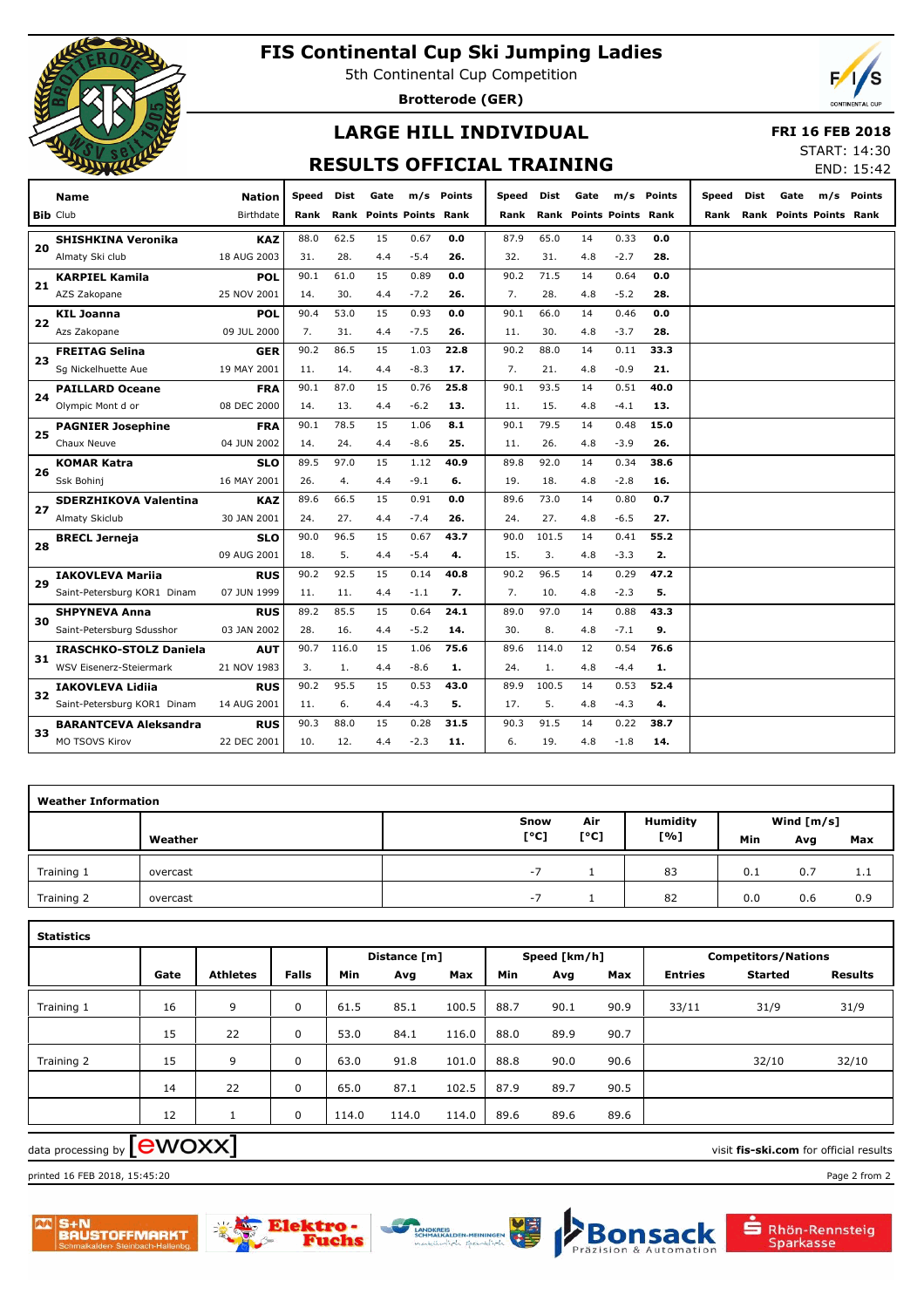# FIS Continental Cup Ski Jumping Ladies

5th Continental Cup Competition

**Brotterode (GER)**

## LARGE HILL INDIVIDUAL

## RESULTS OFFICIAL TRAINING

**FRI 16 FEB 2018**

START: 14:30

END: 15:42

| Bib | Name / Club | Nation / Birthdate | Speed / Rank | Dist / Rank | Gate / Points | m/s / Points | Points / Rank | Speed / Rank | Dist / Rank | Gate / Points | m/s / Points | Points / Rank | Speed / Rank | Dist / Rank | Gate / Points | m/s / Points | Points / Rank |
|---|---|---|---|---|---|---|---|---|---|---|---|---|---|---|---|---|---|
| 20 | **SHISHKINA Veronika** | **KAZ** | 88.0 | 62.5 | 15 | 0.67 | **0.0** | 87.9 | 65.0 | 14 | 0.33 | **0.0** | | | | | |
| | Almaty Ski club | 18 AUG 2003 | 31. | 28. | 4.4 | -5.4 | **26.** | 32. | 31. | 4.8 | -2.7 | **28.** | | | | | |
| 21 | **KARPIEL Kamila** | **POL** | 90.1 | 61.0 | 15 | 0.89 | **0.0** | 90.2 | 71.5 | 14 | 0.64 | **0.0** | | | | | |
| | AZS Zakopane | 25 NOV 2001 | 14. | 30. | 4.4 | -7.2 | **26.** | 7. | 28. | 4.8 | -5.2 | **28.** | | | | | |
| 22 | **KIL Joanna** | **POL** | 90.4 | 53.0 | 15 | 0.93 | **0.0** | 90.1 | 66.0 | 14 | 0.46 | **0.0** | | | | | |
| | Azs Zakopane | 09 JUL 2000 | 7. | 31. | 4.4 | -7.5 | **26.** | 11. | 30. | 4.8 | -3.7 | **28.** | | | | | |
| 23 | **FREITAG Selina** | **GER** | 90.2 | 86.5 | 15 | 1.03 | **22.8** | 90.2 | 88.0 | 14 | 0.11 | **33.3** | | | | | |
| | Sg Nickelhuette Aue | 19 MAY 2001 | 11. | 14. | 4.4 | -8.3 | **17.** | 7. | 21. | 4.8 | -0.9 | **21.** | | | | | |
| 24 | **PAILLARD Oceane** | **FRA** | 90.1 | 87.0 | 15 | 0.76 | **25.8** | 90.1 | 93.5 | 14 | 0.51 | **40.0** | | | | | |
| | Olympic Mont d or | 08 DEC 2000 | 14. | 13. | 4.4 | -6.2 | **13.** | 11. | 15. | 4.8 | -4.1 | **13.** | | | | | |
| 25 | **PAGNIER Josephine** | **FRA** | 90.1 | 78.5 | 15 | 1.06 | **8.1** | 90.1 | 79.5 | 14 | 0.48 | **15.0** | | | | | |
| | Chaux Neuve | 04 JUN 2002 | 14. | 24. | 4.4 | -8.6 | **25.** | 11. | 26. | 4.8 | -3.9 | **26.** | | | | | |
| 26 | **KOMAR Katra** | **SLO** | 89.5 | 97.0 | 15 | 1.12 | **40.9** | 89.8 | 92.0 | 14 | 0.34 | **38.6** | | | | | |
| | Ssk Bohinj | 16 MAY 2001 | 26. | 4. | 4.4 | -9.1 | **6.** | 19. | 18. | 4.8 | -2.8 | **16.** | | | | | |
| 27 | **SDERZHIKOVA Valentina** | **KAZ** | 89.6 | 66.5 | 15 | 0.91 | **0.0** | 89.6 | 73.0 | 14 | 0.80 | **0.7** | | | | | |
| | Almaty Skiclub | 30 JAN 2001 | 24. | 27. | 4.4 | -7.4 | **26.** | 24. | 27. | 4.8 | -6.5 | **27.** | | | | | |
| 28 | **BRECL Jerneja** | **SLO** | 90.0 | 96.5 | 15 | 0.67 | **43.7** | 90.0 | 101.5 | 14 | 0.41 | **55.2** | | | | | |
| | | 09 AUG 2001 | 18. | 5. | 4.4 | -5.4 | **4.** | 15. | 3. | 4.8 | -3.3 | **2.** | | | | | |
| 29 | **IAKOVLEVA Mariia** | **RUS** | 90.2 | 92.5 | 15 | 0.14 | **40.8** | 90.2 | 96.5 | 14 | 0.29 | **47.2** | | | | | |
| | Saint-Petersburg KOR1 Dinam | 07 JUN 1999 | 11. | 11. | 4.4 | -1.1 | **7.** | 7. | 10. | 4.8 | -2.3 | **5.** | | | | | |
| 30 | **SHPYNEVA Anna** | **RUS** | 89.2 | 85.5 | 15 | 0.64 | **24.1** | 89.0 | 97.0 | 14 | 0.88 | **43.3** | | | | | |
| | Saint-Petersburg Sdusshor | 03 JAN 2002 | 28. | 16. | 4.4 | -5.2 | **14.** | 30. | 8. | 4.8 | -7.1 | **9.** | | | | | |
| 31 | **IRASCHKO-STOLZ Daniela** | **AUT** | 90.7 | 116.0 | 15 | 1.06 | **75.6** | 89.6 | 114.0 | 12 | 0.54 | **76.6** | | | | | |
| | WSV Eisenerz-Steiermark | 21 NOV 1983 | 3. | 1. | 4.4 | -8.6 | **1.** | 24. | 1. | 4.8 | -4.4 | **1.** | | | | | |
| 32 | **IAKOVLEVA Lidiia** | **RUS** | 90.2 | 95.5 | 15 | 0.53 | **43.0** | 89.9 | 100.5 | 14 | 0.53 | **52.4** | | | | | |
| | Saint-Petersburg KOR1 Dinam | 14 AUG 2001 | 11. | 6. | 4.4 | -4.3 | **5.** | 17. | 5. | 4.8 | -4.3 | **4.** | | | | | |
| 33 | **BARANTCEVA Aleksandra** | **RUS** | 90.3 | 88.0 | 15 | 0.28 | **31.5** | 90.3 | 91.5 | 14 | 0.22 | **38.7** | | | | | |
| | MO TSOVS Kirov | 22 DEC 2001 | 10. | 12. | 4.4 | -2.3 | **11.** | 6. | 19. | 4.8 | -1.8 | **14.** | | | | | |

### Weather Information

| | Weather | Snow [°C] | Air [°C] | Humidity [%] | Wind [m/s] Min | Avg | Max |
|---|---|---|---|---|---|---|---|
| Training 1 | overcast | -7 | 1 | 83 | 0.1 | 0.7 | 1.1 |
| Training 2 | overcast | -7 | 1 | 82 | 0.0 | 0.6 | 0.9 |

### Statistics

| | Gate | Athletes | Falls | Distance [m] Min | Avg | Max | Speed [km/h] Min | Avg | Max | Competitors/Nations Entries | Started | Results |
|---|---|---|---|---|---|---|---|---|---|---|---|---|
| Training 1 | 16 | 9 | 0 | 61.5 | 85.1 | 100.5 | 88.7 | 90.1 | 90.9 | 33/11 | 31/9 | 31/9 |
| | 15 | 22 | 0 | 53.0 | 84.1 | 116.0 | 88.0 | 89.9 | 90.7 | | | |
| Training 2 | 15 | 9 | 0 | 63.0 | 91.8 | 101.0 | 88.8 | 90.0 | 90.6 | | 32/10 | 32/10 |
| | 14 | 22 | 0 | 65.0 | 87.1 | 102.5 | 87.9 | 89.7 | 90.5 | | | |
| | 12 | 1 | 0 | 114.0 | 114.0 | 114.0 | 89.6 | 89.6 | 89.6 | | | |

data processing by ewoxx

visit **fis-ski.com** for official results

printed 16 FEB 2018, 15:45:20